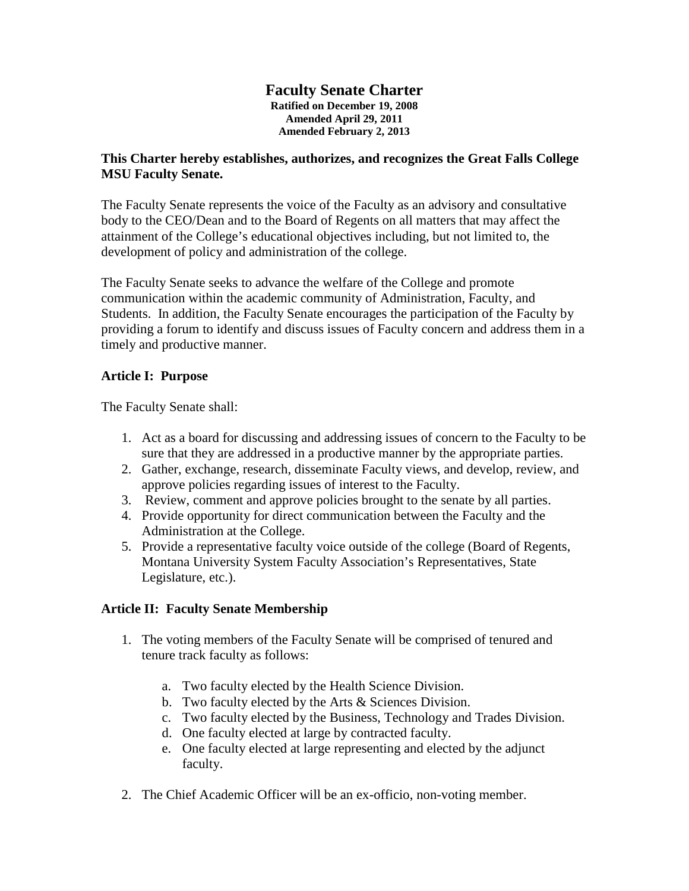# Faculty Senate Charter

**Ratified on December 19, 2008**
**Amended April 29, 2011**
**Amended February 2, 2013**

**This Charter hereby establishes, authorizes, and recognizes the Great Falls College MSU Faculty Senate.**

The Faculty Senate represents the voice of the Faculty as an advisory and consultative body to the CEO/Dean and to the Board of Regents on all matters that may affect the attainment of the College's educational objectives including, but not limited to, the development of policy and administration of the college.

The Faculty Senate seeks to advance the welfare of the College and promote communication within the academic community of Administration, Faculty, and Students. In addition, the Faculty Senate encourages the participation of the Faculty by providing a forum to identify and discuss issues of Faculty concern and address them in a timely and productive manner.

## Article I: Purpose

The Faculty Senate shall:

1. Act as a board for discussing and addressing issues of concern to the Faculty to be sure that they are addressed in a productive manner by the appropriate parties.
2. Gather, exchange, research, disseminate Faculty views, and develop, review, and approve policies regarding issues of interest to the Faculty.
3. Review, comment and approve policies brought to the senate by all parties.
4. Provide opportunity for direct communication between the Faculty and the Administration at the College.
5. Provide a representative faculty voice outside of the college (Board of Regents, Montana University System Faculty Association's Representatives, State Legislature, etc.).

## Article II: Faculty Senate Membership

1. The voting members of the Faculty Senate will be comprised of tenured and tenure track faculty as follows:

    a. Two faculty elected by the Health Science Division.
    b. Two faculty elected by the Arts & Sciences Division.
    c. Two faculty elected by the Business, Technology and Trades Division.
    d. One faculty elected at large by contracted faculty.
    e. One faculty elected at large representing and elected by the adjunct faculty.

2. The Chief Academic Officer will be an ex-officio, non-voting member.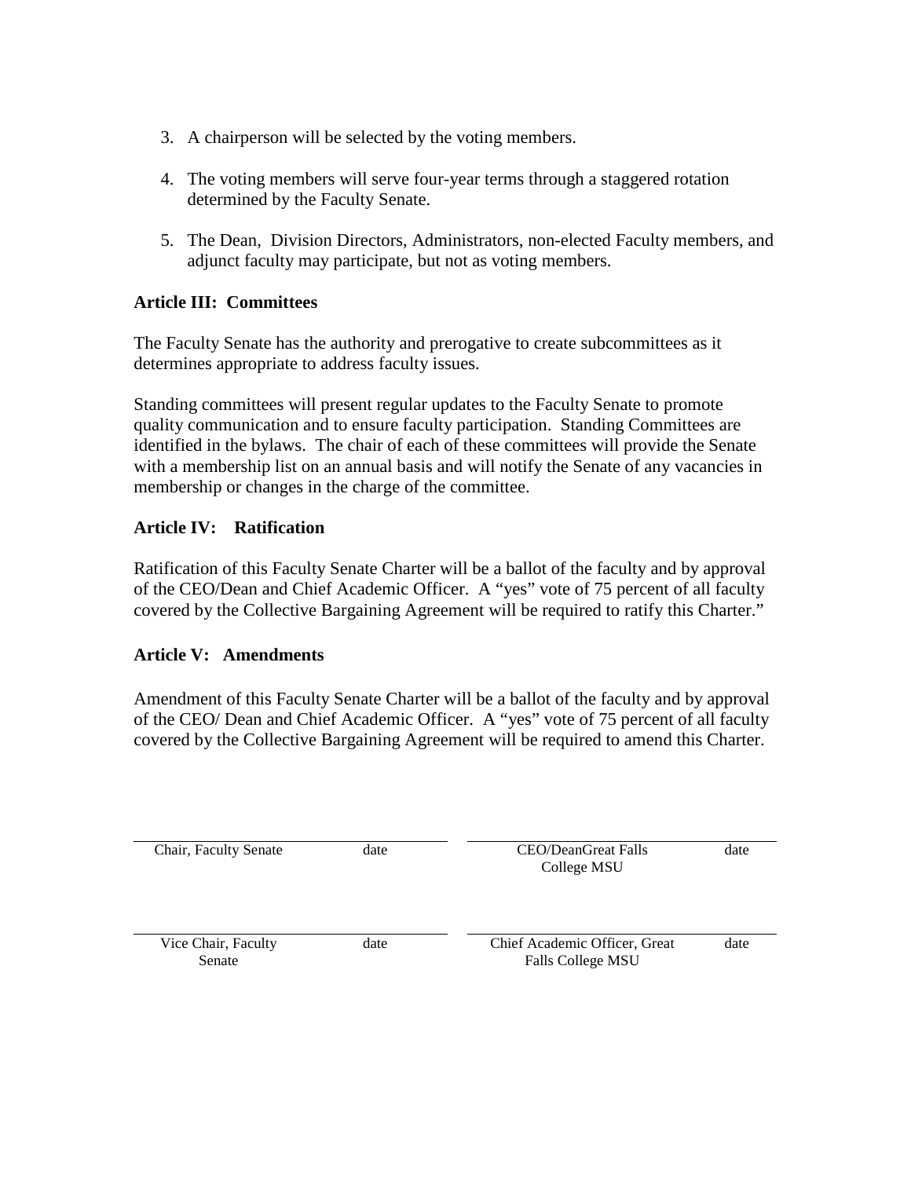3. A chairperson will be selected by the voting members.

4. The voting members will serve four-year terms through a staggered rotation determined by the Faculty Senate.

5. The Dean, Division Directors, Administrators, non-elected Faculty members, and adjunct faculty may participate, but not as voting members.

**Article III: Committees**

The Faculty Senate has the authority and prerogative to create subcommittees as it determines appropriate to address faculty issues.

Standing committees will present regular updates to the Faculty Senate to promote quality communication and to ensure faculty participation. Standing Committees are identified in the bylaws. The chair of each of these committees will provide the Senate with a membership list on an annual basis and will notify the Senate of any vacancies in membership or changes in the charge of the committee.

**Article IV: Ratification**

Ratification of this Faculty Senate Charter will be a ballot of the faculty and by approval of the CEO/Dean and Chief Academic Officer. A "yes" vote of 75 percent of all faculty covered by the Collective Bargaining Agreement will be required to ratify this Charter."

**Article V: Amendments**

Amendment of this Faculty Senate Charter will be a ballot of the faculty and by approval of the CEO/ Dean and Chief Academic Officer. A "yes" vote of 75 percent of all faculty covered by the Collective Bargaining Agreement will be required to amend this Charter.

| | | | |
|---|---|---|---|
| Chair, Faculty Senate | date | CEO/DeanGreat Falls College MSU | date |
| Vice Chair, Faculty Senate | date | Chief Academic Officer, Great Falls College MSU | date |